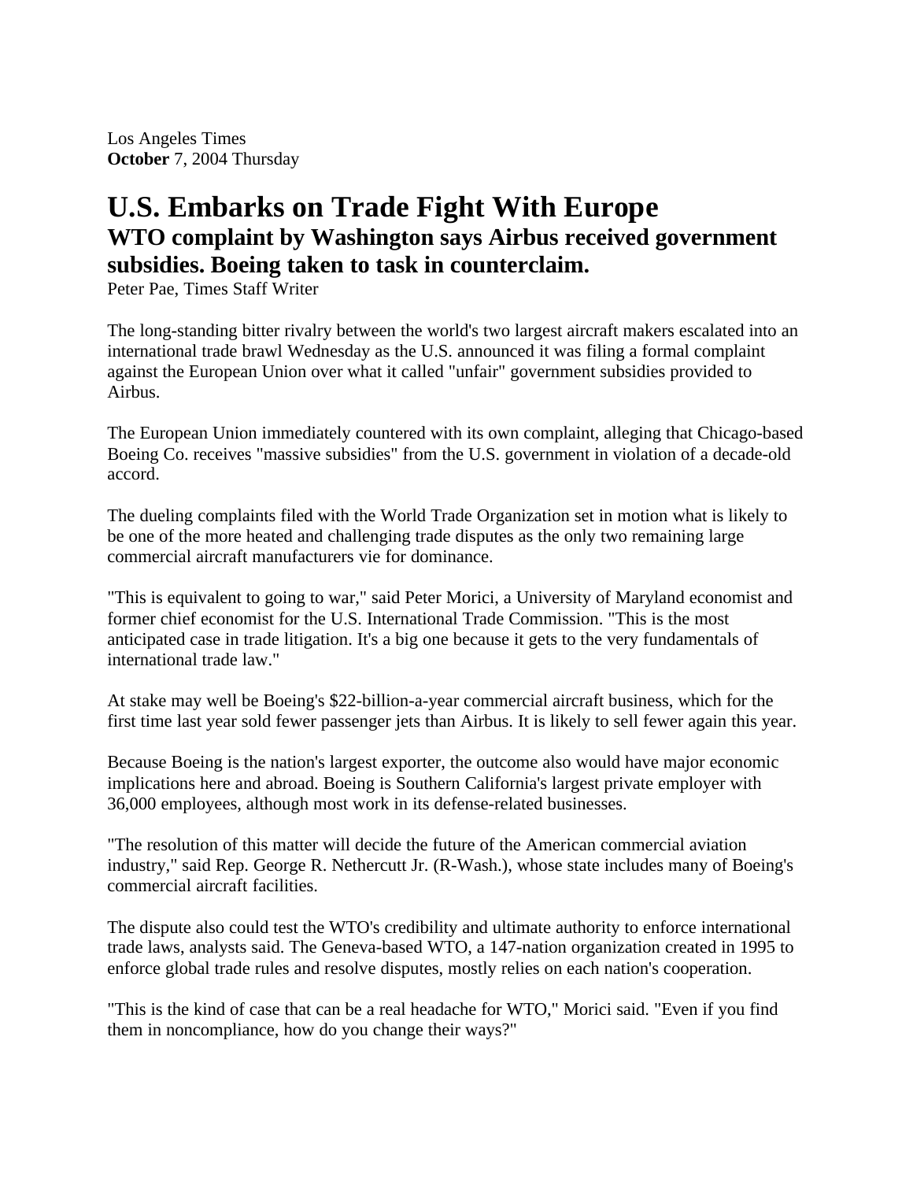Los Angeles Times
**October** 7, 2004 Thursday

# U.S. Embarks on Trade Fight With Europe

## WTO complaint by Washington says Airbus received government subsidies. Boeing taken to task in counterclaim.

Peter Pae, Times Staff Writer

The long-standing bitter rivalry between the world's two largest aircraft makers escalated into an international trade brawl Wednesday as the U.S. announced it was filing a formal complaint against the European Union over what it called "unfair" government subsidies provided to Airbus.

The European Union immediately countered with its own complaint, alleging that Chicago-based Boeing Co. receives "massive subsidies" from the U.S. government in violation of a decade-old accord.

The dueling complaints filed with the World Trade Organization set in motion what is likely to be one of the more heated and challenging trade disputes as the only two remaining large commercial aircraft manufacturers vie for dominance.

"This is equivalent to going to war," said Peter Morici, a University of Maryland economist and former chief economist for the U.S. International Trade Commission. "This is the most anticipated case in trade litigation. It's a big one because it gets to the very fundamentals of international trade law."

At stake may well be Boeing's $22-billion-a-year commercial aircraft business, which for the first time last year sold fewer passenger jets than Airbus. It is likely to sell fewer again this year.

Because Boeing is the nation's largest exporter, the outcome also would have major economic implications here and abroad. Boeing is Southern California's largest private employer with 36,000 employees, although most work in its defense-related businesses.

"The resolution of this matter will decide the future of the American commercial aviation industry," said Rep. George R. Nethercutt Jr. (R-Wash.), whose state includes many of Boeing's commercial aircraft facilities.

The dispute also could test the WTO's credibility and ultimate authority to enforce international trade laws, analysts said. The Geneva-based WTO, a 147-nation organization created in 1995 to enforce global trade rules and resolve disputes, mostly relies on each nation's cooperation.

"This is the kind of case that can be a real headache for WTO," Morici said. "Even if you find them in noncompliance, how do you change their ways?"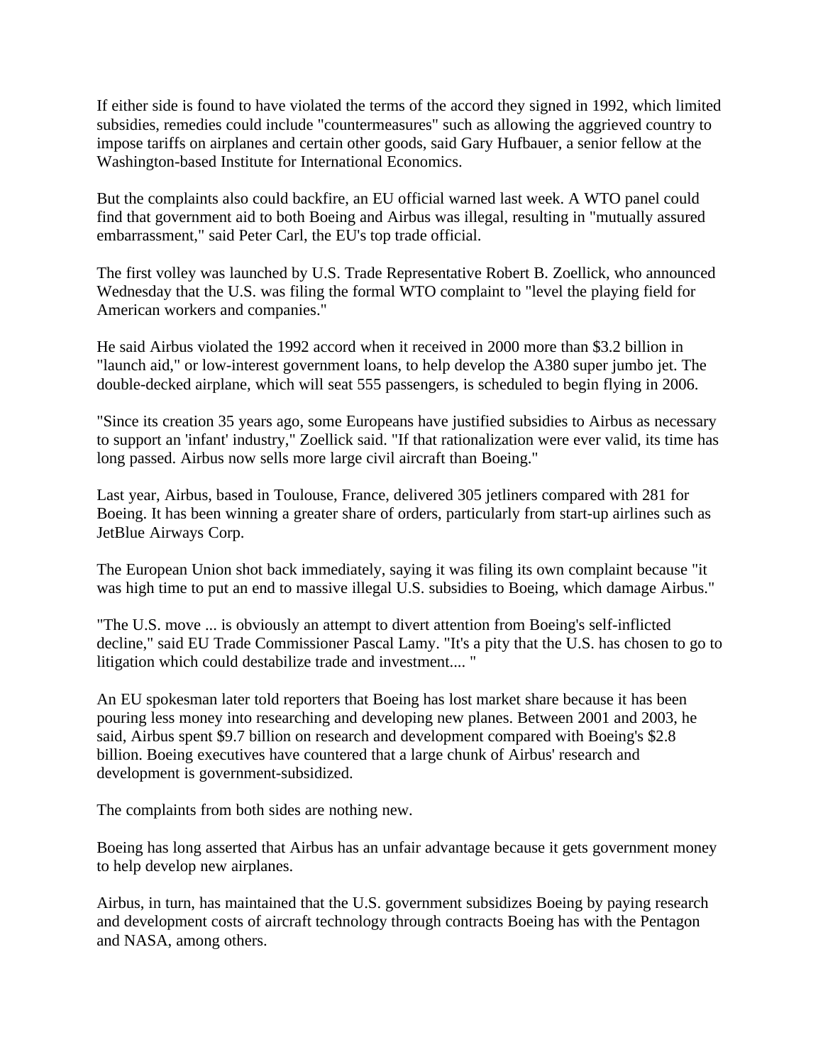If either side is found to have violated the terms of the accord they signed in 1992, which limited subsidies, remedies could include "countermeasures" such as allowing the aggrieved country to impose tariffs on airplanes and certain other goods, said Gary Hufbauer, a senior fellow at the Washington-based Institute for International Economics.

But the complaints also could backfire, an EU official warned last week. A WTO panel could find that government aid to both Boeing and Airbus was illegal, resulting in "mutually assured embarrassment," said Peter Carl, the EU's top trade official.

The first volley was launched by U.S. Trade Representative Robert B. Zoellick, who announced Wednesday that the U.S. was filing the formal WTO complaint to "level the playing field for American workers and companies."

He said Airbus violated the 1992 accord when it received in 2000 more than $3.2 billion in "launch aid," or low-interest government loans, to help develop the A380 super jumbo jet. The double-decked airplane, which will seat 555 passengers, is scheduled to begin flying in 2006.

"Since its creation 35 years ago, some Europeans have justified subsidies to Airbus as necessary to support an 'infant' industry," Zoellick said. "If that rationalization were ever valid, its time has long passed. Airbus now sells more large civil aircraft than Boeing."

Last year, Airbus, based in Toulouse, France, delivered 305 jetliners compared with 281 for Boeing. It has been winning a greater share of orders, particularly from start-up airlines such as JetBlue Airways Corp.

The European Union shot back immediately, saying it was filing its own complaint because "it was high time to put an end to massive illegal U.S. subsidies to Boeing, which damage Airbus."

"The U.S. move ... is obviously an attempt to divert attention from Boeing's self-inflicted decline," said EU Trade Commissioner Pascal Lamy. "It's a pity that the U.S. has chosen to go to litigation which could destabilize trade and investment.... "

An EU spokesman later told reporters that Boeing has lost market share because it has been pouring less money into researching and developing new planes. Between 2001 and 2003, he said, Airbus spent $9.7 billion on research and development compared with Boeing's $2.8 billion. Boeing executives have countered that a large chunk of Airbus' research and development is government-subsidized.

The complaints from both sides are nothing new.

Boeing has long asserted that Airbus has an unfair advantage because it gets government money to help develop new airplanes.

Airbus, in turn, has maintained that the U.S. government subsidizes Boeing by paying research and development costs of aircraft technology through contracts Boeing has with the Pentagon and NASA, among others.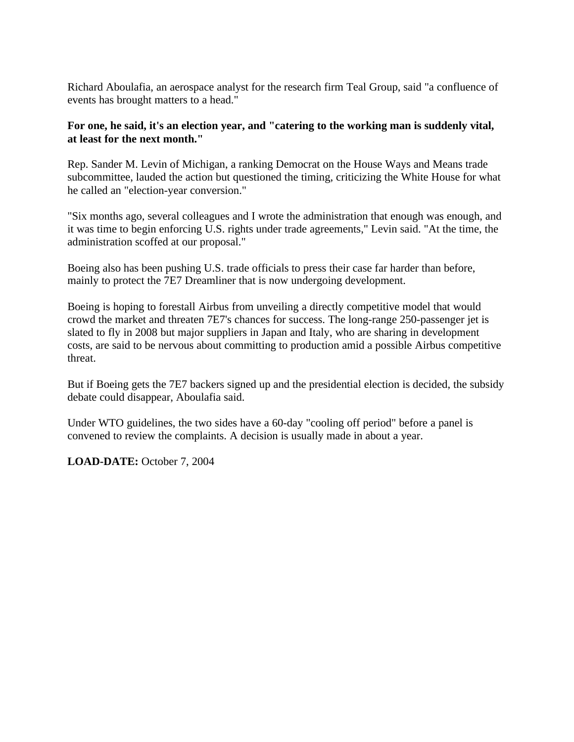Richard Aboulafia, an aerospace analyst for the research firm Teal Group, said "a confluence of events has brought matters to a head."

**For one, he said, it's an election year, and "catering to the working man is suddenly vital, at least for the next month."**

Rep. Sander M. Levin of Michigan, a ranking Democrat on the House Ways and Means trade subcommittee, lauded the action but questioned the timing, criticizing the White House for what he called an "election-year conversion."

"Six months ago, several colleagues and I wrote the administration that enough was enough, and it was time to begin enforcing U.S. rights under trade agreements," Levin said. "At the time, the administration scoffed at our proposal."

Boeing also has been pushing U.S. trade officials to press their case far harder than before, mainly to protect the 7E7 Dreamliner that is now undergoing development.

Boeing is hoping to forestall Airbus from unveiling a directly competitive model that would crowd the market and threaten 7E7's chances for success. The long-range 250-passenger jet is slated to fly in 2008 but major suppliers in Japan and Italy, who are sharing in development costs, are said to be nervous about committing to production amid a possible Airbus competitive threat.

But if Boeing gets the 7E7 backers signed up and the presidential election is decided, the subsidy debate could disappear, Aboulafia said.

Under WTO guidelines, the two sides have a 60-day "cooling off period" before a panel is convened to review the complaints. A decision is usually made in about a year.

**LOAD-DATE:** October 7, 2004